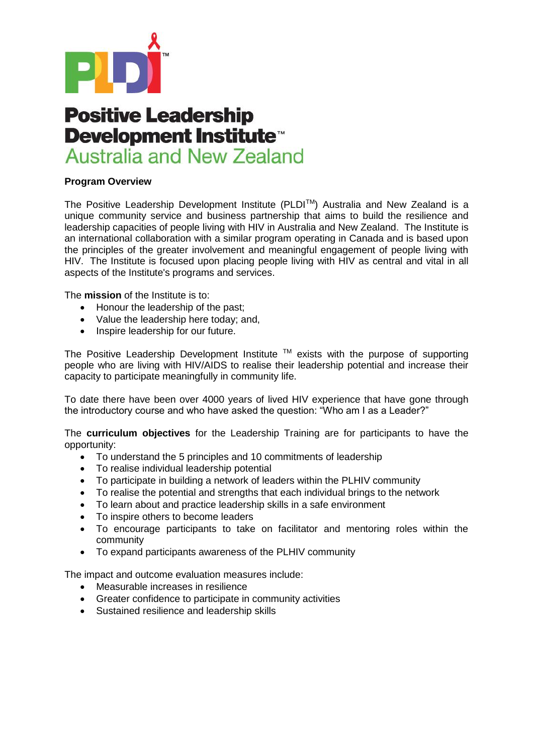# Positive Leadership Development Institute™ Australia and New Zealand

**Program Overview**

The Positive Leadership Development Institute (PLDI$^{TM}$) Australia and New Zealand is a unique community service and business partnership that aims to build the resilience and leadership capacities of people living with HIV in Australia and New Zealand. The Institute is an international collaboration with a similar program operating in Canada and is based upon the principles of the greater involvement and meaningful engagement of people living with HIV. The Institute is focused upon placing people living with HIV as central and vital in all aspects of the Institute's programs and services.

The **mission** of the Institute is to:

- Honour the leadership of the past;
- Value the leadership here today; and,
- Inspire leadership for our future.

The Positive Leadership Development Institute $^{TM}$ exists with the purpose of supporting people who are living with HIV/AIDS to realise their leadership potential and increase their capacity to participate meaningfully in community life.

To date there have been over 4000 years of lived HIV experience that have gone through the introductory course and who have asked the question: "Who am I as a Leader?"

The **curriculum objectives** for the Leadership Training are for participants to have the opportunity:

- To understand the 5 principles and 10 commitments of leadership
- To realise individual leadership potential
- To participate in building a network of leaders within the PLHIV community
- To realise the potential and strengths that each individual brings to the network
- To learn about and practice leadership skills in a safe environment
- To inspire others to become leaders
- To encourage participants to take on facilitator and mentoring roles within the community
- To expand participants awareness of the PLHIV community

The impact and outcome evaluation measures include:

- Measurable increases in resilience
- Greater confidence to participate in community activities
- Sustained resilience and leadership skills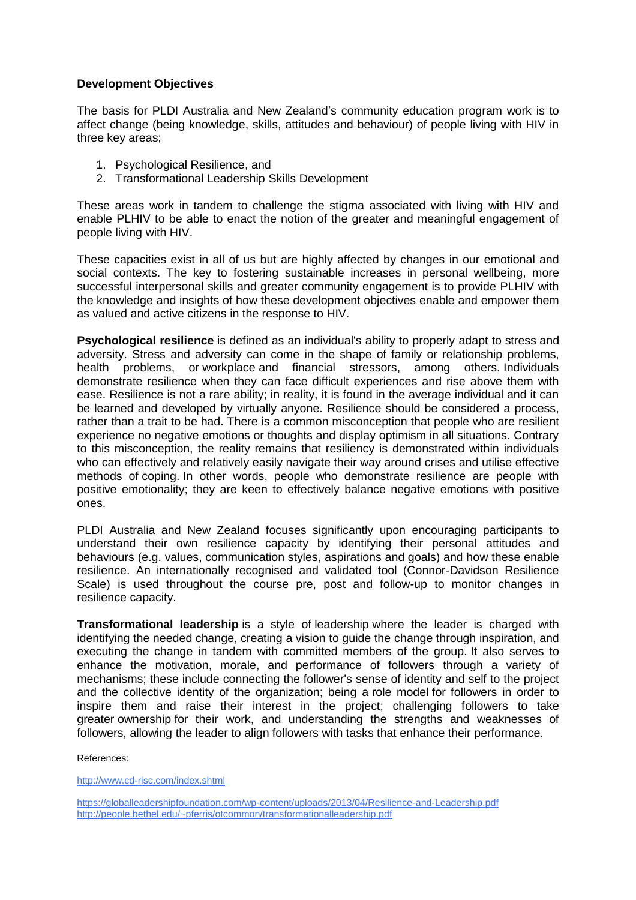**Development Objectives**

The basis for PLDI Australia and New Zealand's community education program work is to affect change (being knowledge, skills, attitudes and behaviour) of people living with HIV in three key areas;

1. Psychological Resilience, and
2. Transformational Leadership Skills Development

These areas work in tandem to challenge the stigma associated with living with HIV and enable PLHIV to be able to enact the notion of the greater and meaningful engagement of people living with HIV.

These capacities exist in all of us but are highly affected by changes in our emotional and social contexts. The key to fostering sustainable increases in personal wellbeing, more successful interpersonal skills and greater community engagement is to provide PLHIV with the knowledge and insights of how these development objectives enable and empower them as valued and active citizens in the response to HIV.

**Psychological resilience** is defined as an individual's ability to properly adapt to stress and adversity. Stress and adversity can come in the shape of family or relationship problems, health problems, or workplace and financial stressors, among others. Individuals demonstrate resilience when they can face difficult experiences and rise above them with ease. Resilience is not a rare ability; in reality, it is found in the average individual and it can be learned and developed by virtually anyone. Resilience should be considered a process, rather than a trait to be had. There is a common misconception that people who are resilient experience no negative emotions or thoughts and display optimism in all situations. Contrary to this misconception, the reality remains that resiliency is demonstrated within individuals who can effectively and relatively easily navigate their way around crises and utilise effective methods of coping. In other words, people who demonstrate resilience are people with positive emotionality; they are keen to effectively balance negative emotions with positive ones.

PLDI Australia and New Zealand focuses significantly upon encouraging participants to understand their own resilience capacity by identifying their personal attitudes and behaviours (e.g. values, communication styles, aspirations and goals) and how these enable resilience. An internationally recognised and validated tool (Connor-Davidson Resilience Scale) is used throughout the course pre, post and follow-up to monitor changes in resilience capacity.

**Transformational leadership** is a style of leadership where the leader is charged with identifying the needed change, creating a vision to guide the change through inspiration, and executing the change in tandem with committed members of the group. It also serves to enhance the motivation, morale, and performance of followers through a variety of mechanisms; these include connecting the follower's sense of identity and self to the project and the collective identity of the organization; being a role model for followers in order to inspire them and raise their interest in the project; challenging followers to take greater ownership for their work, and understanding the strengths and weaknesses of followers, allowing the leader to align followers with tasks that enhance their performance.

References:

http://www.cd-risc.com/index.shtml

https://globalleadershipfoundation.com/wp-content/uploads/2013/04/Resilience-and-Leadership.pdf
http://people.bethel.edu/~pferris/otcommon/transformationalleadership.pdf